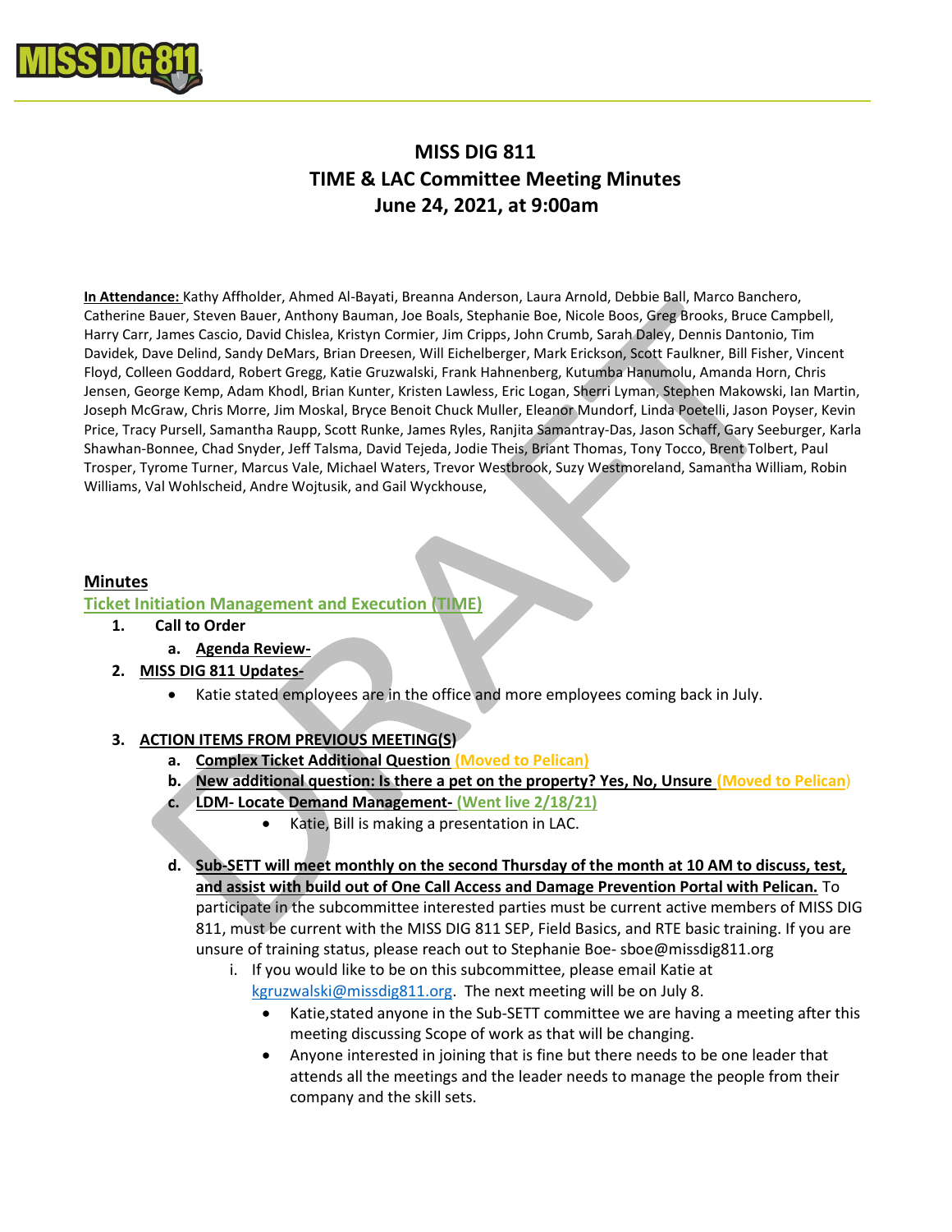# MISS DIG 811
## TIME & LAC Committee Meeting Minutes
## June 24, 2021, at 9:00am

**In Attendance:** Kathy Affholder, Ahmed Al-Bayati, Breanna Anderson, Laura Arnold, Debbie Ball, Marco Banchero, Catherine Bauer, Steven Bauer, Anthony Bauman, Joe Boals, Stephanie Boe, Nicole Boos, Greg Brooks, Bruce Campbell, Harry Carr, James Cascio, David Chislea, Kristyn Cormier, Jim Cripps, John Crumb, Sarah Daley, Dennis Dantonio, Tim Davidek, Dave Delind, Sandy DeMars, Brian Dreesen, Will Eichelberger, Mark Erickson, Scott Faulkner, Bill Fisher, Vincent Floyd, Colleen Goddard, Robert Gregg, Katie Gruzwalski, Frank Hahnenberg, Kutumba Hanumolu, Amanda Horn, Chris Jensen, George Kemp, Adam Khodl, Brian Kunter, Kristen Lawless, Eric Logan, Sherri Lyman, Stephen Makowski, Ian Martin, Joseph McGraw, Chris Morre, Jim Moskal, Bryce Benoit Chuck Muller, Eleanor Mundorf, Linda Poetelli, Jason Poyser, Kevin Price, Tracy Pursell, Samantha Raupp, Scott Runke, James Ryles, Ranjita Samantray-Das, Jason Schaff, Gary Seeburger, Karla Shawhan-Bonnee, Chad Snyder, Jeff Talsma, David Tejeda, Jodie Theis, Briant Thomas, Tony Tocco, Brent Tolbert, Paul Trosper, Tyrome Turner, Marcus Vale, Michael Waters, Trevor Westbrook, Suzy Westmoreland, Samantha William, Robin Williams, Val Wohlscheid, Andre Wojtusik, and Gail Wyckhouse,

## Minutes

### Ticket Initiation Management and Execution (TIME)

1. **Call to Order**
   a. **Agenda Review-**
2. **MISS DIG 811 Updates-**
   - Katie stated employees are in the office and more employees coming back in July.
3. **ACTION ITEMS FROM PREVIOUS MEETING(S)**
   a. **Complex Ticket Additional Question** (Moved to Pelican)
   b. **New additional question: Is there a pet on the property? Yes, No, Unsure** (Moved to Pelican)
   c. **LDM- Locate Demand Management-** (Went live 2/18/21)
      - Katie, Bill is making a presentation in LAC.

   d. **Sub-SETT will meet monthly on the second Thursday of the month at 10 AM to discuss, test, and assist with build out of One Call Access and Damage Prevention Portal with Pelican.** To participate in the subcommittee interested parties must be current active members of MISS DIG 811, must be current with the MISS DIG 811 SEP, Field Basics, and RTE basic training. If you are unsure of training status, please reach out to Stephanie Boe- sboe@missdig811.org
      i. If you would like to be on this subcommittee, please email Katie at kgruzwalski@missdig811.org. The next meeting will be on July 8.
         - Katie,stated anyone in the Sub-SETT committee we are having a meeting after this meeting discussing Scope of work as that will be changing.
         - Anyone interested in joining that is fine but there needs to be one leader that attends all the meetings and the leader needs to manage the people from their company and the skill sets.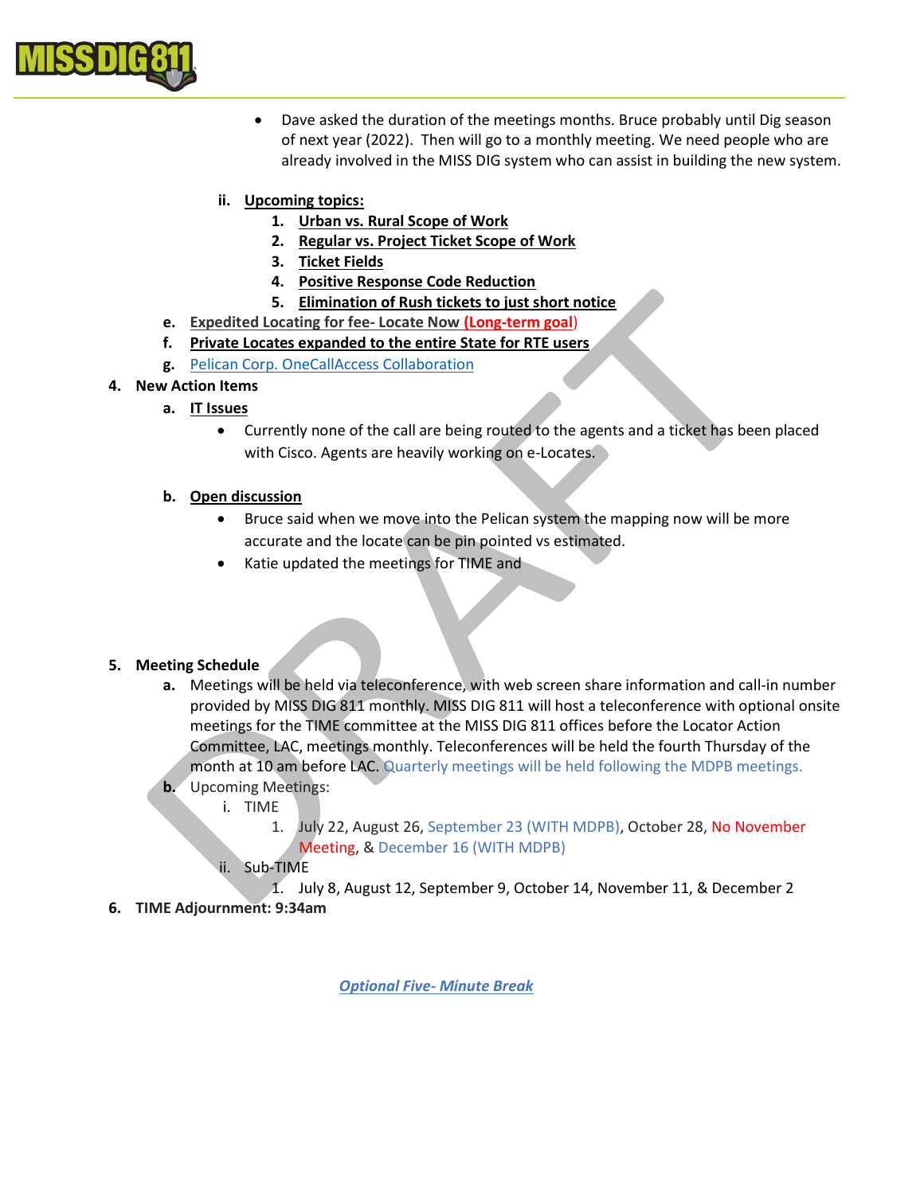- Dave asked the duration of the meetings months. Bruce probably until Dig season of next year (2022). Then will go to a monthly meeting. We need people who are already involved in the MISS DIG system who can assist in building the new system.

ii. **Upcoming topics:**

1. **Urban vs. Rural Scope of Work**
2. **Regular vs. Project Ticket Scope of Work**
3. **Ticket Fields**
4. **Positive Response Code Reduction**
5. **Elimination of Rush tickets to just short notice**

e. **Expedited Locating for fee- Locate Now (Long-term goal)**

f. **Private Locates expanded to the entire State for RTE users**

g. Pelican Corp. OneCallAccess Collaboration

**4. New Action Items**

a. **IT Issues**

- Currently none of the call are being routed to the agents and a ticket has been placed with Cisco. Agents are heavily working on e-Locates.

b. **Open discussion**

- Bruce said when we move into the Pelican system the mapping now will be more accurate and the locate can be pin pointed vs estimated.
- Katie updated the meetings for TIME and

**5. Meeting Schedule**

a. Meetings will be held via teleconference, with web screen share information and call-in number provided by MISS DIG 811 monthly. MISS DIG 811 will host a teleconference with optional onsite meetings for the TIME committee at the MISS DIG 811 offices before the Locator Action Committee, LAC, meetings monthly. Teleconferences will be held the fourth Thursday of the month at 10 am before LAC. Quarterly meetings will be held following the MDPB meetings.

b. Upcoming Meetings:

i. TIME

1. July 22, August 26, September 23 (WITH MDPB), October 28, No November Meeting, & December 16 (WITH MDPB)

ii. Sub-TIME

1. July 8, August 12, September 9, October 14, November 11, & December 2

**6. TIME Adjournment: 9:34am**

***Optional Five- Minute Break***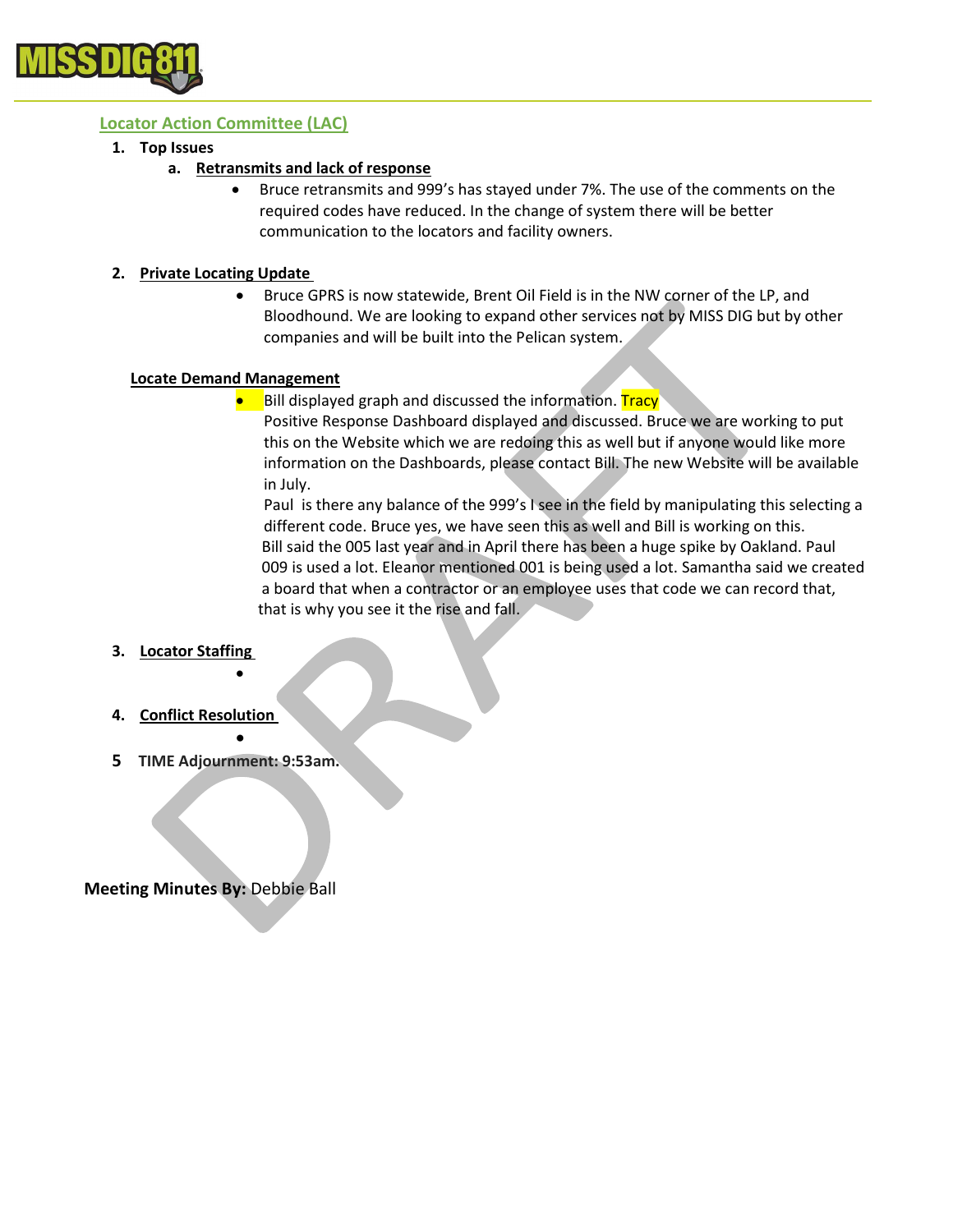## Locator Action Committee (LAC)

1. **Top Issues**
   a. **Retransmits and lack of response**
      - Bruce retransmits and 999's has stayed under 7%. The use of the comments on the required codes have reduced. In the change of system there will be better communication to the locators and facility owners.

2. **Private Locating Update**
   - Bruce GPRS is now statewide, Brent Oil Field is in the NW corner of the LP, and Bloodhound. We are looking to expand other services not by MISS DIG but by other companies and will be built into the Pelican system.

**Locate Demand Management**

- Bill displayed graph and discussed the information. Tracy
  Positive Response Dashboard displayed and discussed. Bruce we are working to put this on the Website which we are redoing this as well but if anyone would like more information on the Dashboards, please contact Bill. The new Website will be available in July.
  Paul is there any balance of the 999's I see in the field by manipulating this selecting a different code. Bruce yes, we have seen this as well and Bill is working on this.
  Bill said the 005 last year and in April there has been a huge spike by Oakland. Paul 009 is used a lot. Eleanor mentioned 001 is being used a lot. Samantha said we created a board that when a contractor or an employee uses that code we can record that, that is why you see it the rise and fall.

3. **Locator Staffing**
   -

4. **Conflict Resolution**
   -

5. **TIME Adjournment: 9:53am.**

**Meeting Minutes By:** Debbie Ball